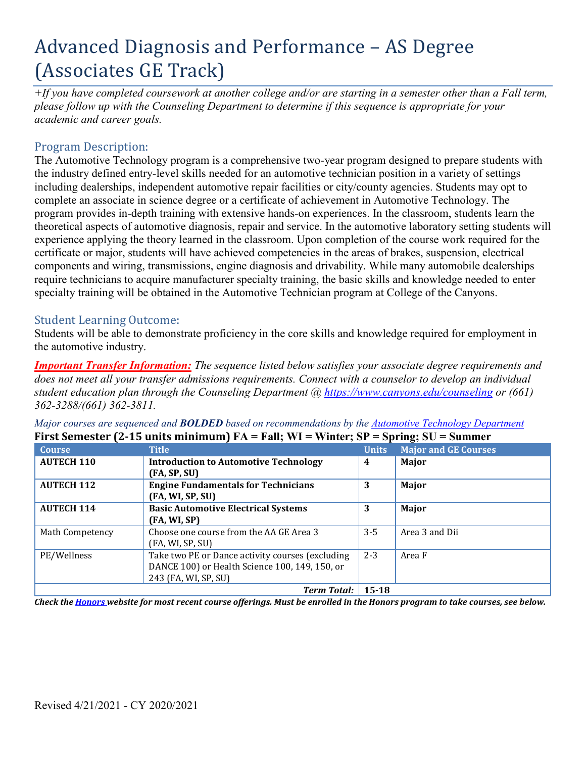# Advanced Diagnosis and Performance – AS Degree (Associates GE Track)

*+If you have completed coursework at another college and/or are starting in a semester other than a Fall term, please follow up with the Counseling Department to determine if this sequence is appropriate for your academic and career goals.*

## Program Description:

The Automotive Technology program is a comprehensive two-year program designed to prepare students with the industry defined entry-level skills needed for an automotive technician position in a variety of settings including dealerships, independent automotive repair facilities or city/county agencies. Students may opt to complete an associate in science degree or a certificate of achievement in Automotive Technology. The program provides in-depth training with extensive hands-on experiences. In the classroom, students learn the theoretical aspects of automotive diagnosis, repair and service. In the automotive laboratory setting students will experience applying the theory learned in the classroom. Upon completion of the course work required for the certificate or major, students will have achieved competencies in the areas of brakes, suspension, electrical components and wiring, transmissions, engine diagnosis and drivability. While many automobile dealerships require technicians to acquire manufacturer specialty training, the basic skills and knowledge needed to enter specialty training will be obtained in the Automotive Technician program at College of the Canyons.

## Student Learning Outcome:

Students will be able to demonstrate proficiency in the core skills and knowledge required for employment in the automotive industry.

***Important Transfer Information:*** *The sequence listed below satisfies your associate degree requirements and does not meet all your transfer admissions requirements. Connect with a counselor to develop an individual student education plan through the Counseling Department @ https://www.canyons.edu/counseling or (661) 362-3288/(661) 362-3811.*

*Major courses are sequenced and* ***BOLDED*** *based on recommendations by the Automotive Technology Department*

**First Semester (2-15 units minimum) FA = Fall; WI = Winter; SP = Spring; SU = Summer**

| Course | Title | Units | Major and GE Courses |
|---|---|---|---|
| **AUTECH 110** | **Introduction to Automotive Technology (FA, SP, SU)** | **4** | **Major** |
| **AUTECH 112** | **Engine Fundamentals for Technicians (FA, WI, SP, SU)** | **3** | **Major** |
| **AUTECH 114** | **Basic Automotive Electrical Systems (FA, WI, SP)** | **3** | **Major** |
| Math Competency | Choose one course from the AA GE Area 3 (FA, WI, SP, SU) | 3-5 | Area 3 and Dii |
| PE/Wellness | Take two PE or Dance activity courses (excluding DANCE 100) or Health Science 100, 149, 150, or 243 (FA, WI, SP, SU) | 2-3 | Area F |
| | ***Term Total:*** | **15-18** | |

***Check the Honors website for most recent course offerings. Must be enrolled in the Honors program to take courses, see below.***

Revised 4/21/2021 - CY 2020/2021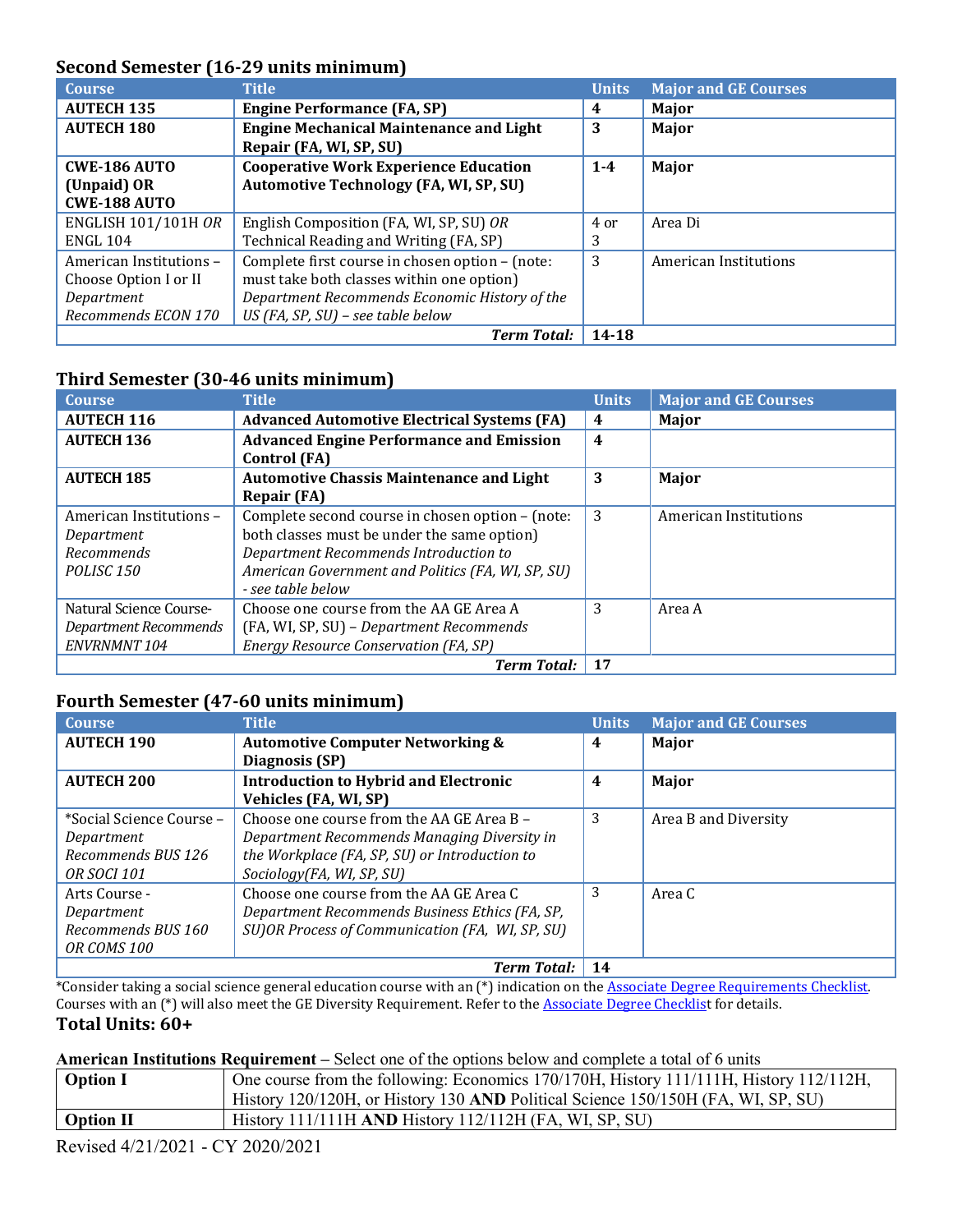### Second Semester (16-29 units minimum)

| Course | Title | Units | Major and GE Courses |
|---|---|---|---|
| **AUTECH 135** | **Engine Performance (FA, SP)** | **4** | **Major** |
| **AUTECH 180** | **Engine Mechanical Maintenance and Light Repair (FA, WI, SP, SU)** | **3** | **Major** |
| **CWE-186 AUTO (Unpaid) OR CWE-188 AUTO** | **Cooperative Work Experience Education Automotive Technology (FA, WI, SP, SU)** | **1-4** | **Major** |
| ENGLISH 101/101H *OR* ENGL 104 | English Composition (FA, WI, SP, SU) *OR* Technical Reading and Writing (FA, SP) | 4 or 3 | Area Di |
| American Institutions – Choose Option I or II *Department Recommends ECON 170* | Complete first course in chosen option – (note: must take both classes within one option) *Department Recommends Economic History of the US (FA, SP, SU) – see table below* | 3 | American Institutions |
| | ***Term Total:*** | **14-18** | |

### Third Semester (30-46 units minimum)

| Course | Title | Units | Major and GE Courses |
|---|---|---|---|
| **AUTECH 116** | **Advanced Automotive Electrical Systems (FA)** | **4** | **Major** |
| **AUTECH 136** | **Advanced Engine Performance and Emission Control (FA)** | **4** | |
| **AUTECH 185** | **Automotive Chassis Maintenance and Light Repair (FA)** | **3** | **Major** |
| American Institutions – *Department Recommends POLISC 150* | Complete second course in chosen option – (note: both classes must be under the same option) *Department Recommends Introduction to American Government and Politics (FA, WI, SP, SU) - see table below* | 3 | American Institutions |
| Natural Science Course- *Department Recommends ENVRNMNT 104* | Choose one course from the AA GE Area A (FA, WI, SP, SU) – *Department Recommends Energy Resource Conservation (FA, SP)* | 3 | Area A |
| | ***Term Total:*** | **17** | |

### Fourth Semester (47-60 units minimum)

| Course | Title | Units | Major and GE Courses |
|---|---|---|---|
| **AUTECH 190** | **Automotive Computer Networking & Diagnosis (SP)** | **4** | **Major** |
| **AUTECH 200** | **Introduction to Hybrid and Electronic Vehicles (FA, WI, SP)** | **4** | **Major** |
| *Social Science Course – *Department Recommends BUS 126 OR SOCI 101* | Choose one course from the AA GE Area B – *Department Recommends Managing Diversity in the Workplace (FA, SP, SU) or Introduction to Sociology(FA, WI, SP, SU)* | 3 | Area B and Diversity |
| Arts Course - *Department Recommends BUS 160 OR COMS 100* | Choose one course from the AA GE Area C *Department Recommends Business Ethics (FA, SP, SU)OR Process of Communication (FA, WI, SP, SU)* | 3 | Area C |
| | ***Term Total:*** | **14** | |

*Consider taking a social science general education course with an (*) indication on the Associate Degree Requirements Checklist. Courses with an (*) will also meet the GE Diversity Requirement. Refer to the Associate Degree Checklist for details.

**Total Units: 60+**

**American Institutions Requirement** – Select one of the options below and complete a total of 6 units

| | |
|---|---|
| **Option I** | One course from the following: Economics 170/170H, History 111/111H, History 112/112H, History 120/120H, or History 130 **AND** Political Science 150/150H (FA, WI, SP, SU) |
| **Option II** | History 111/111H **AND** History 112/112H (FA, WI, SP, SU) |

Revised 4/21/2021 - CY 2020/2021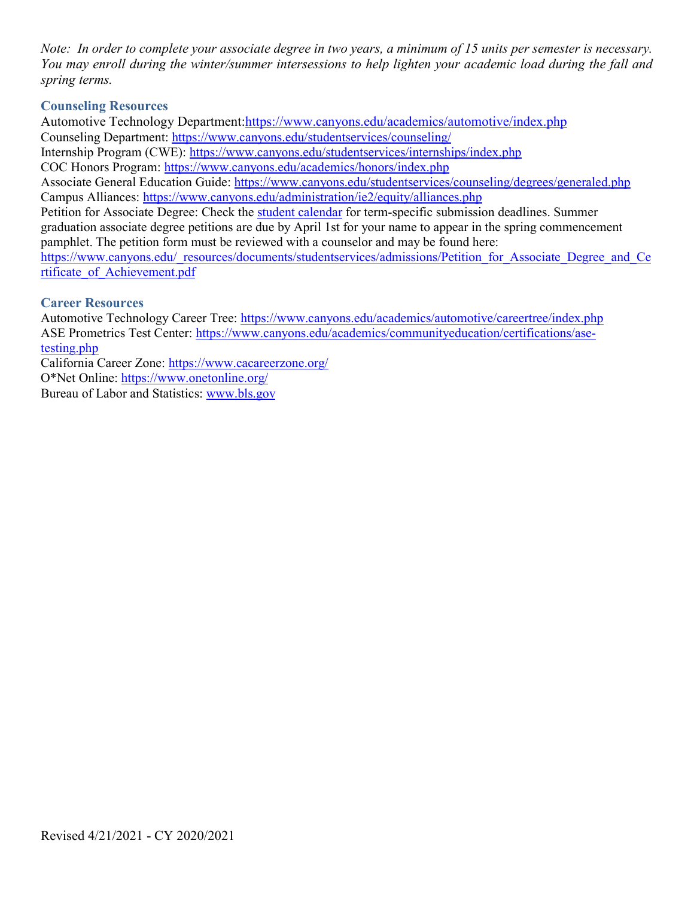*Note: In order to complete your associate degree in two years, a minimum of 15 units per semester is necessary. You may enroll during the winter/summer intersessions to help lighten your academic load during the fall and spring terms.*

### Counseling Resources

Automotive Technology Department:https://www.canyons.edu/academics/automotive/index.php
Counseling Department: https://www.canyons.edu/studentservices/counseling/
Internship Program (CWE): https://www.canyons.edu/studentservices/internships/index.php
COC Honors Program: https://www.canyons.edu/academics/honors/index.php
Associate General Education Guide: https://www.canyons.edu/studentservices/counseling/degrees/generaled.php
Campus Alliances: https://www.canyons.edu/administration/ie2/equity/alliances.php
Petition for Associate Degree: Check the student calendar for term-specific submission deadlines. Summer graduation associate degree petitions are due by April 1st for your name to appear in the spring commencement pamphlet. The petition form must be reviewed with a counselor and may be found here: https://www.canyons.edu/_resources/documents/studentservices/admissions/Petition_for_Associate_Degree_and_Certificate_of_Achievement.pdf

### Career Resources

Automotive Technology Career Tree: https://www.canyons.edu/academics/automotive/careertree/index.php
ASE Prometrics Test Center: https://www.canyons.edu/academics/communityeducation/certifications/ase-testing.php
California Career Zone: https://www.cacareerzone.org/
O*Net Online: https://www.onetonline.org/
Bureau of Labor and Statistics: www.bls.gov

Revised 4/21/2021 - CY 2020/2021